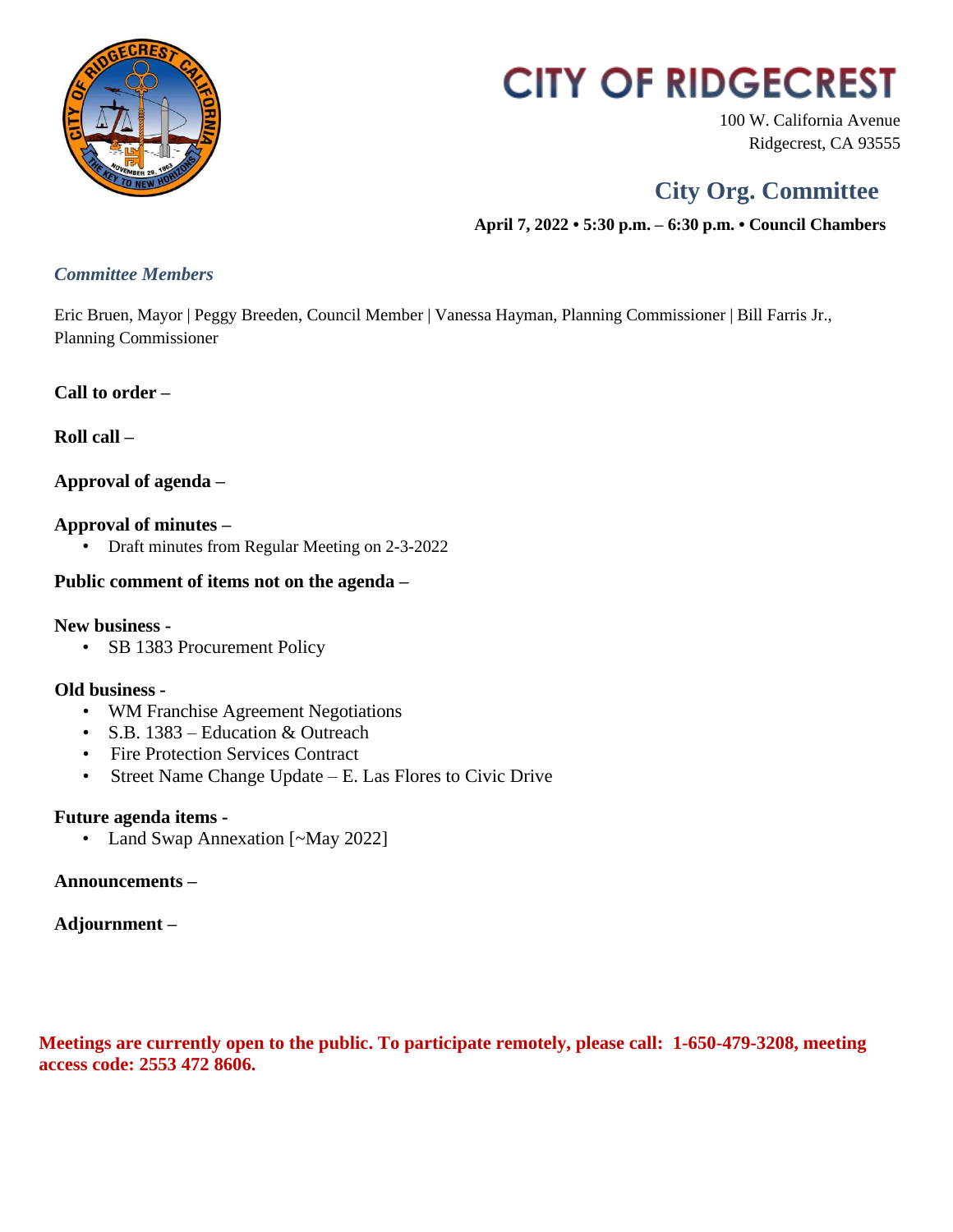# CITY OF RIDGECREST

100 W. California Avenue
Ridgecrest, CA 93555

## City Org. Committee

**April 7, 2022 • 5:30 p.m. – 6:30 p.m. • Council Chambers**

### *Committee Members*

Eric Bruen, Mayor | Peggy Breeden, Council Member | Vanessa Hayman, Planning Commissioner | Bill Farris Jr., Planning Commissioner

**Call to order –**

**Roll call –**

**Approval of agenda –**

**Approval of minutes –**

- Draft minutes from Regular Meeting on 2-3-2022

**Public comment of items not on the agenda –**

**New business -**

- SB 1383 Procurement Policy

**Old business -**

- WM Franchise Agreement Negotiations
- S.B. 1383 – Education & Outreach
- Fire Protection Services Contract
- Street Name Change Update – E. Las Flores to Civic Drive

**Future agenda items -**

- Land Swap Annexation [~May 2022]

**Announcements –**

**Adjournment –**

**Meetings are currently open to the public. To participate remotely, please call: 1-650-479-3208, meeting access code: 2553 472 8606.**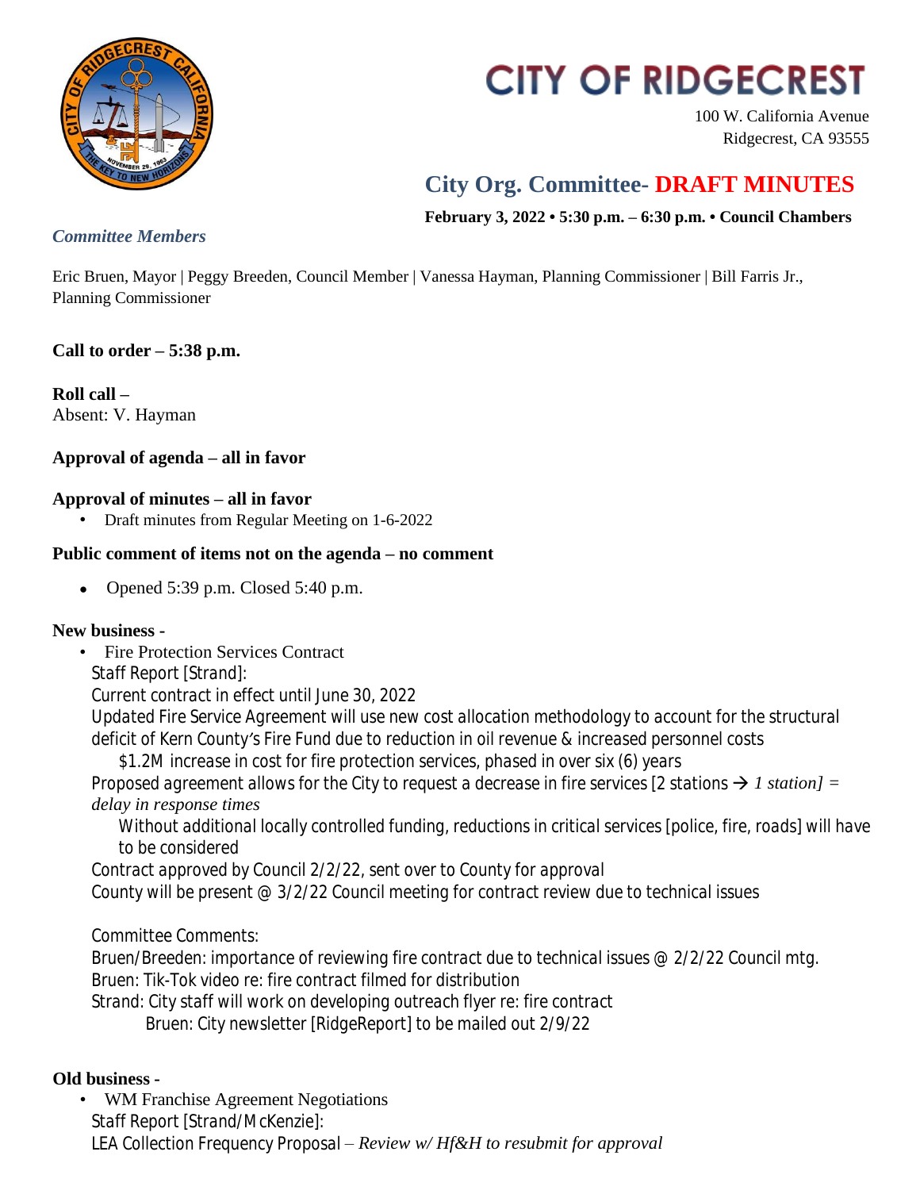# CITY OF RIDGECREST

100 W. California Avenue
Ridgecrest, CA 93555

## City Org. Committee- DRAFT MINUTES

**February 3, 2022 • 5:30 p.m. – 6:30 p.m. • Council Chambers**

### *Committee Members*

Eric Bruen, Mayor | Peggy Breeden, Council Member | Vanessa Hayman, Planning Commissioner | Bill Farris Jr., Planning Commissioner

**Call to order – 5:38 p.m.**

**Roll call –**
Absent: V. Hayman

**Approval of agenda – all in favor**

**Approval of minutes – all in favor**

- Draft minutes from Regular Meeting on 1-6-2022

**Public comment of items not on the agenda – no comment**

- Opened 5:39 p.m. Closed 5:40 p.m.

**New business -**

- Fire Protection Services Contract

  Staff Report [Strand]:

  Current contract in effect until June 30, 2022

  Updated Fire Service Agreement will use new cost allocation methodology to account for the structural deficit of Kern County's Fire Fund due to reduction in oil revenue & increased personnel costs

  $1.2M increase in cost for fire protection services, phased in over six (6) years

  Proposed agreement allows for the City to request a decrease in fire services [2 stations → *1 station] = delay in response times*

  Without additional locally controlled funding, reductions in critical services [police, fire, roads] will have to be considered

  Contract approved by Council 2/2/22, sent over to County for approval

  County will be present @ 3/2/22 Council meeting for contract review due to technical issues

  Committee Comments:

  Bruen/Breeden: importance of reviewing fire contract due to technical issues @ 2/2/22 Council mtg.

  Bruen: Tik-Tok video re: fire contract filmed for distribution

  Strand: City staff will work on developing outreach flyer re: fire contract

  Bruen: City newsletter [RidgeReport] to be mailed out 2/9/22

**Old business -**

- WM Franchise Agreement Negotiations

  Staff Report [Strand/McKenzie]:

  LEA Collection Frequency Proposal – *Review w/ Hf&H to resubmit for approval*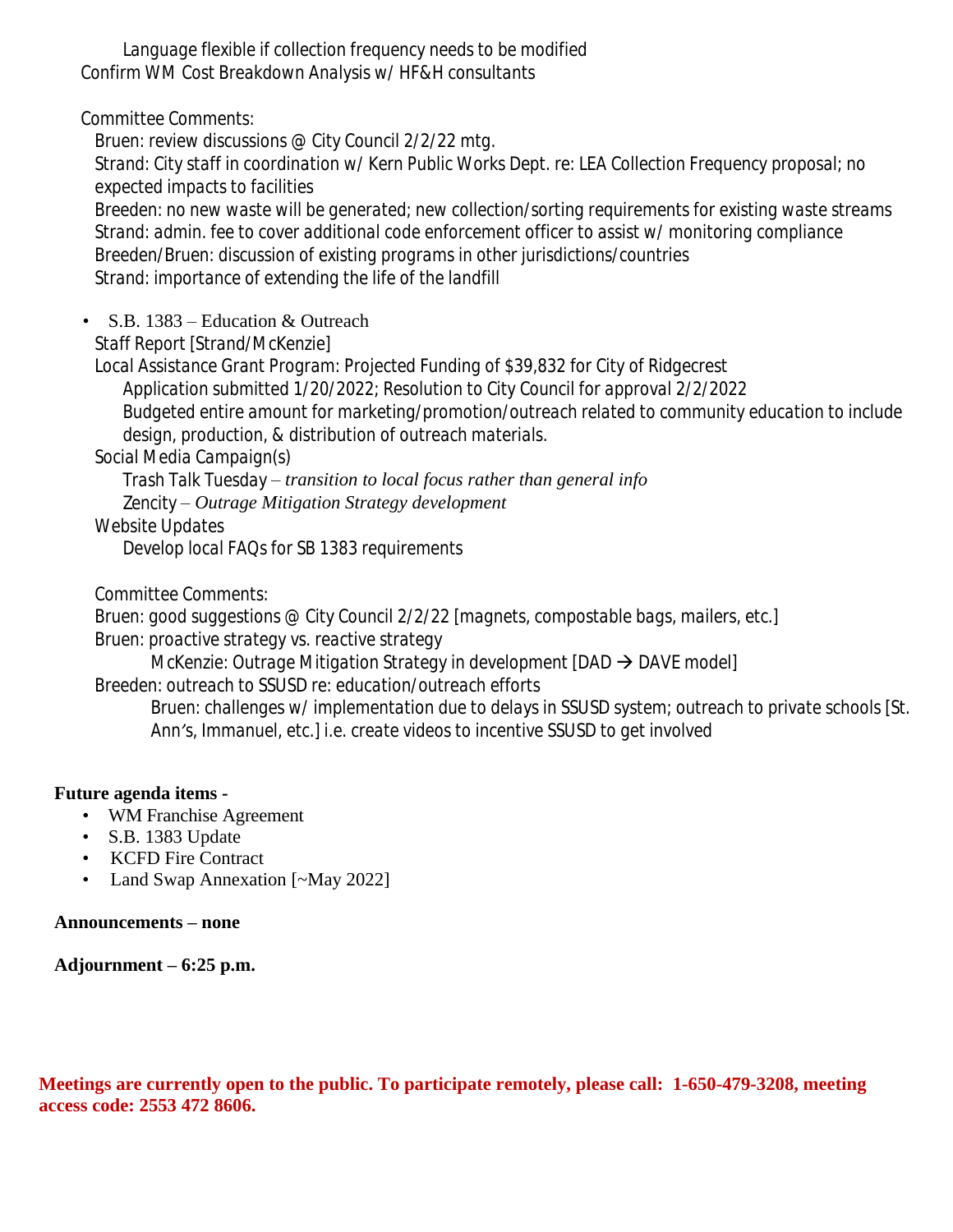Language flexible if collection frequency needs to be modified

Confirm WM Cost Breakdown Analysis w/ HF&H consultants

Committee Comments:

- Bruen: review discussions @ City Council 2/2/22 mtg.
- Strand: City staff in coordination w/ Kern Public Works Dept. re: LEA Collection Frequency proposal; no expected impacts to facilities
- Breeden: no new waste will be generated; new collection/sorting requirements for existing waste streams
- Strand: admin. fee to cover additional code enforcement officer to assist w/ monitoring compliance
- Breeden/Bruen: discussion of existing programs in other jurisdictions/countries
- Strand: importance of extending the life of the landfill

- S.B. 1383 – Education & Outreach
  - Staff Report [Strand/McKenzie]
  - Local Assistance Grant Program: Projected Funding of $39,832 for City of Ridgecrest
    - Application submitted 1/20/2022; Resolution to City Council for approval 2/2/2022
    - Budgeted entire amount for marketing/promotion/outreach related to community education to include design, production, & distribution of outreach materials.
  - Social Media Campaign(s)
    - Trash Talk Tuesday – *transition to local focus rather than general info*
    - Zencity – *Outrage Mitigation Strategy development*
  - Website Updates
    - Develop local FAQs for SB 1383 requirements

  Committee Comments:
  - Bruen: good suggestions @ City Council 2/2/22 [magnets, compostable bags, mailers, etc.]
  - Bruen: proactive strategy vs. reactive strategy
    - McKenzie: Outrage Mitigation Strategy in development [DAD → DAVE model]
  - Breeden: outreach to SSUSD re: education/outreach efforts
    - Bruen: challenges w/ implementation due to delays in SSUSD system; outreach to private schools [St. Ann's, Immanuel, etc.] i.e. create videos to incentive SSUSD to get involved

**Future agenda items -**

- WM Franchise Agreement
- S.B. 1383 Update
- KCFD Fire Contract
- Land Swap Annexation [~May 2022]

**Announcements – none**

**Adjournment – 6:25 p.m.**

**Meetings are currently open to the public. To participate remotely, please call: 1-650-479-3208, meeting access code: 2553 472 8606.**